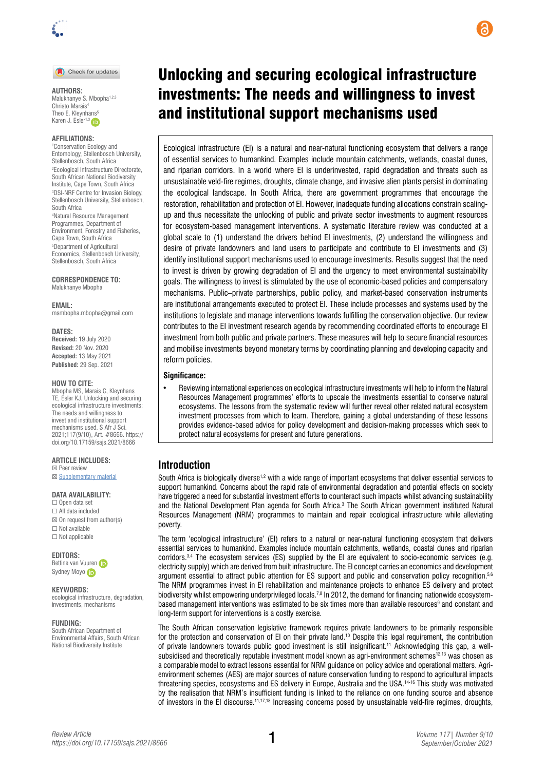# Unlocking and securing ecological infrastructure investments: The needs and willingness to invest and institutional support mechanisms used

**AUTHORS:**
Malukhanye S. Mbopha[1,2,3]
Christo Marais[4]
Theo E. Kleynhans[5]
Karen J. Esler[1,3]

**AFFILIATIONS:**
[1]Conservation Ecology and Entomology, Stellenbosch University, Stellenbosch, South Africa
[2]Ecological Infrastructure Directorate, South African National Biodiversity Institute, Cape Town, South Africa
[3]DSI-NRF Centre for Invasion Biology, Stellenbosch University, Stellenbosch, South Africa
[4]Natural Resource Management Programmes, Department of Environment, Forestry and Fisheries, Cape Town, South Africa
[5]Department of Agricultural Economics, Stellenbosch University, Stellenbosch, South Africa

**CORRESPONDENCE TO:**
Malukhanye Mbopha

**EMAIL:**
msmbopha.mbopha@gmail.com

**DATES:**
**Received:** 19 July 2020
**Revised:** 20 Nov. 2020
**Accepted:** 13 May 2021
**Published:** 29 Sep. 2021

**HOW TO CITE:**
Mbopha MS, Marais C, Kleynhans TE, Esler KJ. Unlocking and securing ecological infrastructure investments: The needs and willingness to invest and institutional support mechanisms used. S Afr J Sci. 2021;117(9/10), Art. #8666. https://doi.org/10.17159/sajs.2021/8666

**ARTICLE INCLUDES:**
☒ Peer review
☒ Supplementary material

**DATA AVAILABILITY:**
☐ Open data set
☐ All data included
☒ On request from author(s)
☐ Not available
☐ Not applicable

**EDITORS:**
Bettine van Vuuren
Sydney Moyo

**KEYWORDS:**
ecological infrastructure, degradation, investments, mechanisms

**FUNDING:**
South African Department of Environmental Affairs, South African National Biodiversity Institute

Ecological infrastructure (EI) is a natural and near-natural functioning ecosystem that delivers a range of essential services to humankind. Examples include mountain catchments, wetlands, coastal dunes, and riparian corridors. In a world where EI is underinvested, rapid degradation and threats such as unsustainable veld-fire regimes, droughts, climate change, and invasive alien plants persist in dominating the ecological landscape. In South Africa, there are government programmes that encourage the restoration, rehabilitation and protection of EI. However, inadequate funding allocations constrain scaling-up and thus necessitate the unlocking of public and private sector investments to augment resources for ecosystem-based management interventions. A systematic literature review was conducted at a global scale to (1) understand the drivers behind EI investments, (2) understand the willingness and desire of private landowners and land users to participate and contribute to EI investments and (3) identify institutional support mechanisms used to encourage investments. Results suggest that the need to invest is driven by growing degradation of EI and the urgency to meet environmental sustainability goals. The willingness to invest is stimulated by the use of economic-based policies and compensatory mechanisms. Public–private partnerships, public policy, and market-based conservation instruments are institutional arrangements executed to protect EI. These include processes and systems used by the institutions to legislate and manage interventions towards fulfilling the conservation objective. Our review contributes to the EI investment research agenda by recommending coordinated efforts to encourage EI investment from both public and private partners. These measures will help to secure financial resources and mobilise investments beyond monetary terms by coordinating planning and developing capacity and reform policies.

**Significance:**

- Reviewing international experiences on ecological infrastructure investments will help to inform the Natural Resources Management programmes' efforts to upscale the investments essential to conserve natural ecosystems. The lessons from the systematic review will further reveal other related natural ecosystem investment processes from which to learn. Therefore, gaining a global understanding of these lessons provides evidence-based advice for policy development and decision-making processes which seek to protect natural ecosystems for present and future generations.

## Introduction

South Africa is biologically diverse[1,2] with a wide range of important ecosystems that deliver essential services to support humankind. Concerns about the rapid rate of environmental degradation and potential effects on society have triggered a need for substantial investment efforts to counteract such impacts whilst advancing sustainability and the National Development Plan agenda for South Africa.[3] The South African government instituted Natural Resources Management (NRM) programmes to maintain and repair ecological infrastructure while alleviating poverty.

The term 'ecological infrastructure' (EI) refers to a natural or near-natural functioning ecosystem that delivers essential services to humankind. Examples include mountain catchments, wetlands, coastal dunes and riparian corridors.[3,4] The ecosystem services (ES) supplied by the EI are equivalent to socio-economic services (e.g. electricity supply) which are derived from built infrastructure. The EI concept carries an economics and development argument essential to attract public attention for ES support and public and conservation policy recognition.[5,6] The NRM programmes invest in EI rehabilitation and maintenance projects to enhance ES delivery and protect biodiversity whilst empowering underprivileged locals.[7,8] In 2012, the demand for financing nationwide ecosystem-based management interventions was estimated to be six times more than available resources[9] and constant and long-term support for interventions is a costly exercise.

The South African conservation legislative framework requires private landowners to be primarily responsible for the protection and conservation of EI on their private land.[10] Despite this legal requirement, the contribution of private landowners towards public good investment is still insignificant.[11] Acknowledging this gap, a well-subsidised and theoretically reputable investment model known as agri-environment schemes[12,13] was chosen as a comparable model to extract lessons essential for NRM guidance on policy advice and operational matters. Agri-environment schemes (AES) are major sources of nature conservation funding to respond to agricultural impacts threatening species, ecosystems and ES delivery in Europe, Australia and the USA.[14-16] This study was motivated by the realisation that NRM's insufficient funding is linked to the reliance on one funding source and absence of investors in the EI discourse.[11,17,18] Increasing concerns posed by unsustainable veld-fire regimes, droughts,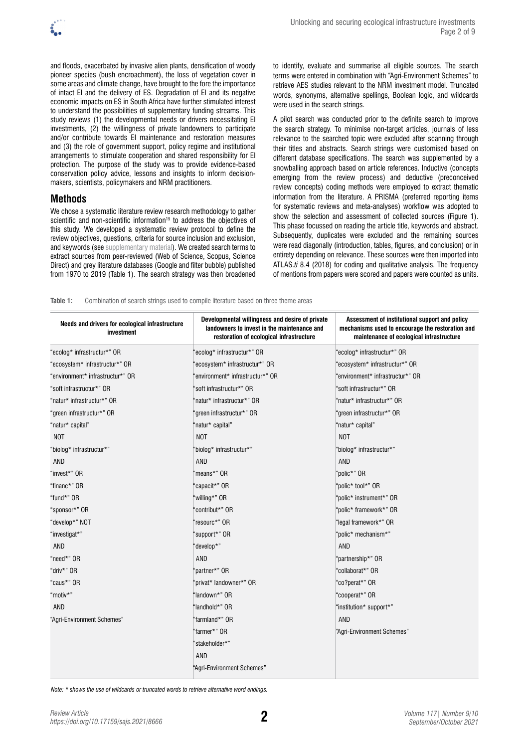and floods, exacerbated by invasive alien plants, densification of woody pioneer species (bush encroachment), the loss of vegetation cover in some areas and climate change, have brought to the fore the importance of intact EI and the delivery of ES. Degradation of EI and its negative economic impacts on ES in South Africa have further stimulated interest to understand the possibilities of supplementary funding streams. This study reviews (1) the developmental needs or drivers necessitating EI investments, (2) the willingness of private landowners to participate and/or contribute towards EI maintenance and restoration measures and (3) the role of government support, policy regime and institutional arrangements to stimulate cooperation and shared responsibility for EI protection. The purpose of the study was to provide evidence-based conservation policy advice, lessons and insights to inform decision-makers, scientists, policymakers and NRM practitioners.

## Methods

We chose a systematic literature review research methodology to gather scientific and non-scientific information[19] to address the objectives of this study. We developed a systematic review protocol to define the review objectives, questions, criteria for source inclusion and exclusion, and keywords (see supplementary material). We created search terms to extract sources from peer-reviewed (Web of Science, Scopus, Science Direct) and grey literature databases (Google and filter bubble) published from 1970 to 2019 (Table 1). The search strategy was then broadened to identify, evaluate and summarise all eligible sources. The search terms were entered in combination with "Agri-Environment Schemes" to retrieve AES studies relevant to the NRM investment model. Truncated words, synonyms, alternative spellings, Boolean logic, and wildcards were used in the search strings.

A pilot search was conducted prior to the definite search to improve the search strategy. To minimise non-target articles, journals of less relevance to the searched topic were excluded after scanning through their titles and abstracts. Search strings were customised based on different database specifications. The search was supplemented by a snowballing approach based on article references. Inductive (concepts emerging from the review process) and deductive (preconceived review concepts) coding methods were employed to extract thematic information from the literature. A PRISMA (preferred reporting items for systematic reviews and meta-analyses) workflow was adopted to show the selection and assessment of collected sources (Figure 1). This phase focussed on reading the article title, keywords and abstract. Subsequently, duplicates were excluded and the remaining sources were read diagonally (introduction, tables, figures, and conclusion) or in entirety depending on relevance. These sources were then imported into ATLAS.*ti* 8.4 (2018) for coding and qualitative analysis. The frequency of mentions from papers were scored and papers were counted as units.

**Table 1:** Combination of search strings used to compile literature based on three theme areas

| Needs and drivers for ecological infrastructure investment | Developmental willingness and desire of private landowners to invest in the maintenance and restoration of ecological infrastructure | Assessment of institutional support and policy mechanisms used to encourage the restoration and maintenance of ecological infrastructure |
|---|---|---|
| "ecolog* infrastructur*" OR | "ecolog* infrastructur*" OR | "ecolog* infrastructur*" OR |
| "ecosystem* infrastructur*" OR | "ecosystem* infrastructur*" OR | "ecosystem* infrastructur*" OR |
| "environment* infrastructur*" OR | "environment* infrastructur*" OR | "environment* infrastructur*" OR |
| "soft infrastructur*" OR | "soft infrastructur*" OR | "soft infrastructur*" OR |
| "natur* infrastructur*" OR | "natur* infrastructur*" OR | "natur* infrastructur*" OR |
| "green infrastructur*" OR | "green infrastructur*" OR | "green infrastructur*" OR |
| "natur* capital" | "natur* capital" | "natur* capital" |
| NOT | NOT | NOT |
| "biolog* infrastructur*" | "biolog* infrastructur*" | "biolog* infrastructur*" |
| AND | AND | AND |
| "invest*" OR | "means*" OR | "polic*" OR |
| "financ*" OR | "capacit*" OR | "polic* tool*" OR |
| "fund*" OR | "willing*" OR | "polic* instrument*" OR |
| "sponsor*" OR | "contribut*" OR | "polic* framework*" OR |
| "develop*" NOT | "resourc*" OR | "legal framework*" OR |
| "investigat*" | "support*" OR | "polic* mechanism*" |
| AND | "develop*" | AND |
| "need*" OR | AND | "partnership*" OR |
| "driv*" OR | "partner*" OR | "collaborat*" OR |
| "caus*" OR | "privat* landowner*" OR | "co?perat*" OR |
| "motiv*" | "landown*" OR | "cooperat*" OR |
| AND | "landhold*" OR | "institution* support*" |
| "Agri-Environment Schemes" | "farmland*" OR | AND |
| | "farmer*" OR | "Agri-Environment Schemes" |
| | "stakeholder*" | |
| | AND | |
| | "Agri-Environment Schemes" | |

*Note:* ***** *shows the use of wildcards or truncated words to retrieve alternative word endings.*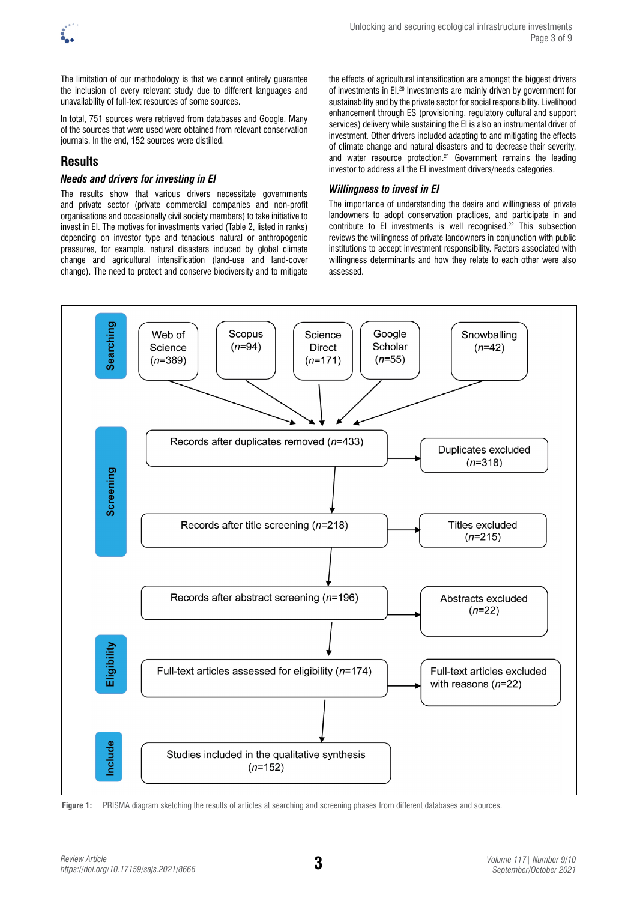The limitation of our methodology is that we cannot entirely guarantee the inclusion of every relevant study due to different languages and unavailability of full-text resources of some sources.

In total, 751 sources were retrieved from databases and Google. Many of the sources that were used were obtained from relevant conservation journals. In the end, 152 sources were distilled.

## Results

### *Needs and drivers for investing in EI*

The results show that various drivers necessitate governments and private sector (private commercial companies and non-profit organisations and occasionally civil society members) to take initiative to invest in EI. The motives for investments varied (Table 2, listed in ranks) depending on investor type and tenacious natural or anthropogenic pressures, for example, natural disasters induced by global climate change and agricultural intensification (land-use and land-cover change). The need to protect and conserve biodiversity and to mitigate the effects of agricultural intensification are amongst the biggest drivers of investments in EI.[20] Investments are mainly driven by government for sustainability and by the private sector for social responsibility. Livelihood enhancement through ES (provisioning, regulatory cultural and support services) delivery while sustaining the EI is also an instrumental driver of investment. Other drivers included adapting to and mitigating the effects of climate change and natural disasters and to decrease their severity, and water resource protection.[21] Government remains the leading investor to address all the EI investment drivers/needs categories.

### *Willingness to invest in EI*

The importance of understanding the desire and willingness of private landowners to adopt conservation practices, and participate in and contribute to EI investments is well recognised.[22] This subsection reviews the willingness of private landowners in conjunction with public institutions to accept investment responsibility. Factors associated with willingness determinants and how they relate to each other were also assessed.

**Figure 1:** PRISMA diagram sketching the results of articles at searching and screening phases from different databases and sources.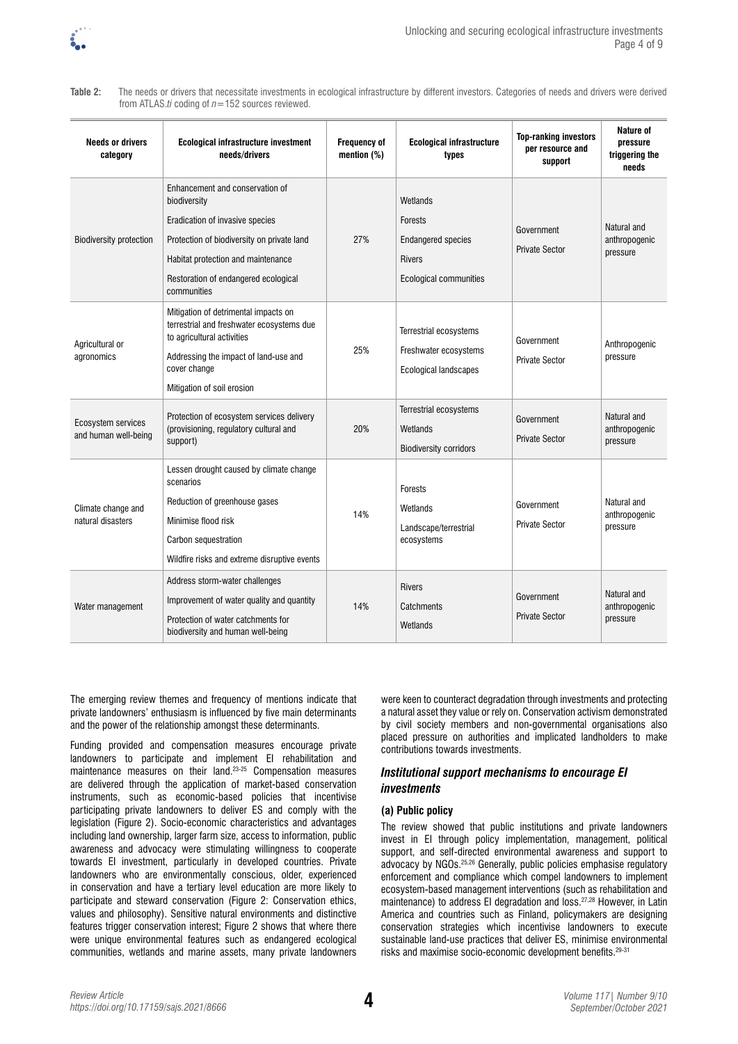**Table 2:** The needs or drivers that necessitate investments in ecological infrastructure by different investors. Categories of needs and drivers were derived from ATLAS.*ti* coding of *n*=152 sources reviewed.

| Needs or drivers category | Ecological infrastructure investment needs/drivers | Frequency of mention (%) | Ecological infrastructure types | Top-ranking investors per resource and support | Nature of pressure triggering the needs |
|---|---|---|---|---|---|
| Biodiversity protection | Enhancement and conservation of biodiversity<br>Eradication of invasive species<br>Protection of biodiversity on private land<br>Habitat protection and maintenance<br>Restoration of endangered ecological communities | 27% | Wetlands<br>Forests<br>Endangered species<br>Rivers<br>Ecological communities | Government<br>Private Sector | Natural and anthropogenic pressure |
| Agricultural or agronomics | Mitigation of detrimental impacts on terrestrial and freshwater ecosystems due to agricultural activities<br>Addressing the impact of land-use and cover change<br>Mitigation of soil erosion | 25% | Terrestrial ecosystems<br>Freshwater ecosystems<br>Ecological landscapes | Government<br>Private Sector | Anthropogenic pressure |
| Ecosystem services and human well-being | Protection of ecosystem services delivery (provisioning, regulatory cultural and support) | 20% | Terrestrial ecosystems<br>Wetlands<br>Biodiversity corridors | Government<br>Private Sector | Natural and anthropogenic pressure |
| Climate change and natural disasters | Lessen drought caused by climate change scenarios<br>Reduction of greenhouse gases<br>Minimise flood risk<br>Carbon sequestration<br>Wildfire risks and extreme disruptive events | 14% | Forests<br>Wetlands<br>Landscape/terrestrial ecosystems | Government<br>Private Sector | Natural and anthropogenic pressure |
| Water management | Address storm-water challenges<br>Improvement of water quality and quantity<br>Protection of water catchments for biodiversity and human well-being | 14% | Rivers<br>Catchments<br>Wetlands | Government<br>Private Sector | Natural and anthropogenic pressure |

The emerging review themes and frequency of mentions indicate that private landowners' enthusiasm is influenced by five main determinants and the power of the relationship amongst these determinants.

Funding provided and compensation measures encourage private landowners to participate and implement EI rehabilitation and maintenance measures on their land.[23-25] Compensation measures are delivered through the application of market-based conservation instruments, such as economic-based policies that incentivise participating private landowners to deliver ES and comply with the legislation (Figure 2). Socio-economic characteristics and advantages including land ownership, larger farm size, access to information, public awareness and advocacy were stimulating willingness to cooperate towards EI investment, particularly in developed countries. Private landowners who are environmentally conscious, older, experienced in conservation and have a tertiary level education are more likely to participate and steward conservation (Figure 2: Conservation ethics, values and philosophy). Sensitive natural environments and distinctive features trigger conservation interest; Figure 2 shows that where there were unique environmental features such as endangered ecological communities, wetlands and marine assets, many private landowners were keen to counteract degradation through investments and protecting a natural asset they value or rely on. Conservation activism demonstrated by civil society members and non-governmental organisations also placed pressure on authorities and implicated landholders to make contributions towards investments.

### *Institutional support mechanisms to encourage EI investments*

#### (a) Public policy

The review showed that public institutions and private landowners invest in EI through policy implementation, management, political support, and self-directed environmental awareness and support to advocacy by NGOs.[25,26] Generally, public policies emphasise regulatory enforcement and compliance which compel landowners to implement ecosystem-based management interventions (such as rehabilitation and maintenance) to address EI degradation and loss.[27,28] However, in Latin America and countries such as Finland, policymakers are designing conservation strategies which incentivise landowners to execute sustainable land-use practices that deliver ES, minimise environmental risks and maximise socio-economic development benefits.[29-31]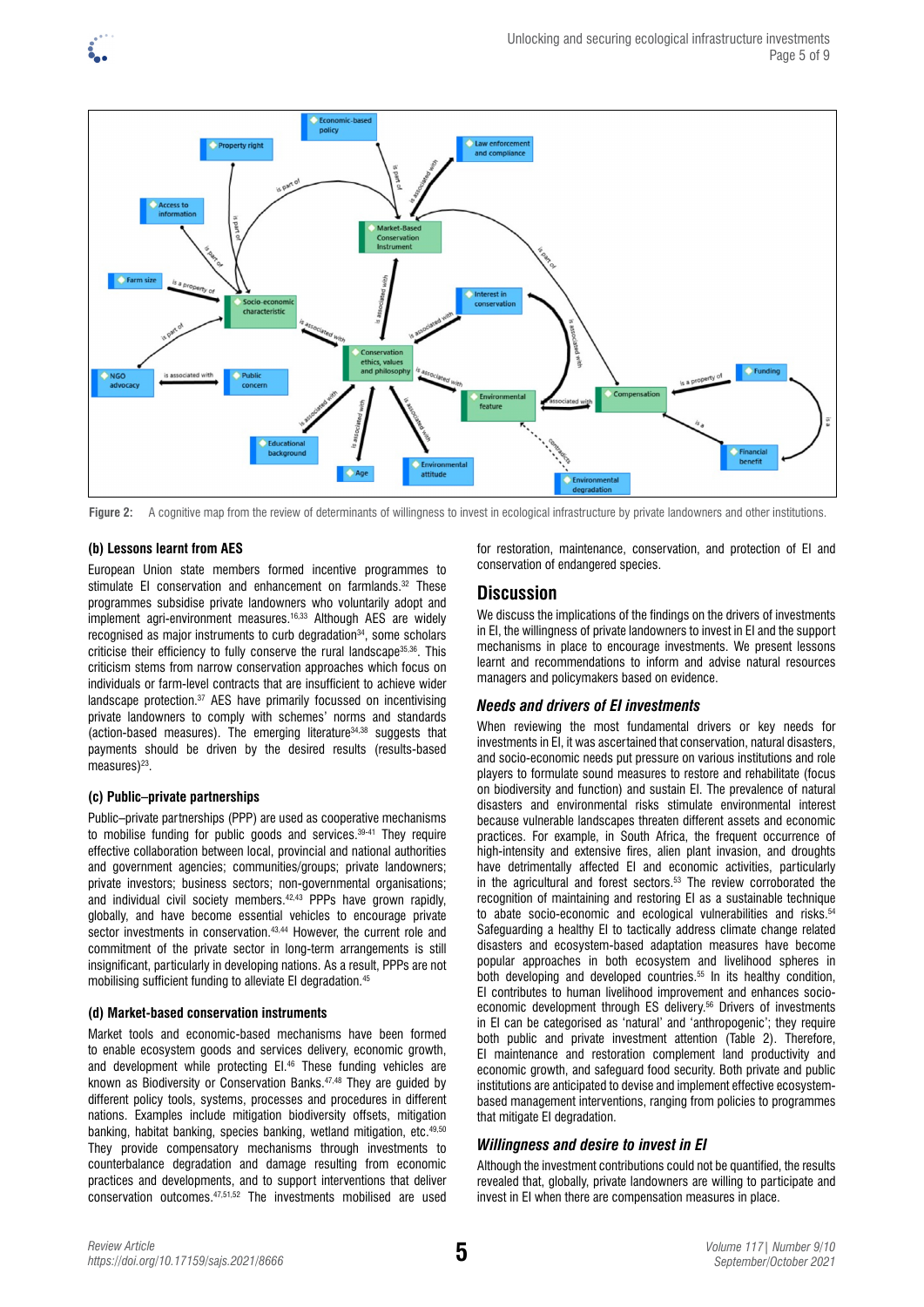Figure 2: A cognitive map from the review of determinants of willingness to invest in ecological infrastructure by private landowners and other institutions.

### (b) Lessons learnt from AES

European Union state members formed incentive programmes to stimulate EI conservation and enhancement on farmlands.[32] These programmes subsidise private landowners who voluntarily adopt and implement agri-environment measures.[16,33] Although AES are widely recognised as major instruments to curb degradation[34], some scholars criticise their efficiency to fully conserve the rural landscape[35,36]. This criticism stems from narrow conservation approaches which focus on individuals or farm-level contracts that are insufficient to achieve wider landscape protection.[37] AES have primarily focussed on incentivising private landowners to comply with schemes' norms and standards (action-based measures). The emerging literature[34,38] suggests that payments should be driven by the desired results (results-based measures)[23].

### (c) Public–private partnerships

Public–private partnerships (PPP) are used as cooperative mechanisms to mobilise funding for public goods and services.[39-41] They require effective collaboration between local, provincial and national authorities and government agencies; communities/groups; private landowners; private investors; business sectors; non-governmental organisations; and individual civil society members.[42,43] PPPs have grown rapidly, globally, and have become essential vehicles to encourage private sector investments in conservation.[43,44] However, the current role and commitment of the private sector in long-term arrangements is still insignificant, particularly in developing nations. As a result, PPPs are not mobilising sufficient funding to alleviate EI degradation.[45]

### (d) Market-based conservation instruments

Market tools and economic-based mechanisms have been formed to enable ecosystem goods and services delivery, economic growth, and development while protecting EI.[46] These funding vehicles are known as Biodiversity or Conservation Banks.[47,48] They are guided by different policy tools, systems, processes and procedures in different nations. Examples include mitigation biodiversity offsets, mitigation banking, habitat banking, species banking, wetland mitigation, etc.[49,50] They provide compensatory mechanisms through investments to counterbalance degradation and damage resulting from economic practices and developments, and to support interventions that deliver conservation outcomes.[47,51,52] The investments mobilised are used for restoration, maintenance, conservation, and protection of EI and conservation of endangered species.

## Discussion

We discuss the implications of the findings on the drivers of investments in EI, the willingness of private landowners to invest in EI and the support mechanisms in place to encourage investments. We present lessons learnt and recommendations to inform and advise natural resources managers and policymakers based on evidence.

### *Needs and drivers of EI investments*

When reviewing the most fundamental drivers or key needs for investments in EI, it was ascertained that conservation, natural disasters, and socio-economic needs put pressure on various institutions and role players to formulate sound measures to restore and rehabilitate (focus on biodiversity and function) and sustain EI. The prevalence of natural disasters and environmental risks stimulate environmental interest because vulnerable landscapes threaten different assets and economic practices. For example, in South Africa, the frequent occurrence of high-intensity and extensive fires, alien plant invasion, and droughts have detrimentally affected EI and economic activities, particularly in the agricultural and forest sectors.[53] The review corroborated the recognition of maintaining and restoring EI as a sustainable technique to abate socio-economic and ecological vulnerabilities and risks.[54] Safeguarding a healthy EI to tactically address climate change related disasters and ecosystem-based adaptation measures have become popular approaches in both ecosystem and livelihood spheres in both developing and developed countries.[55] In its healthy condition, EI contributes to human livelihood improvement and enhances socio-economic development through ES delivery.[56] Drivers of investments in EI can be categorised as 'natural' and 'anthropogenic'; they require both public and private investment attention (Table 2). Therefore, EI maintenance and restoration complement land productivity and economic growth, and safeguard food security. Both private and public institutions are anticipated to devise and implement effective ecosystem-based management interventions, ranging from policies to programmes that mitigate EI degradation.

### *Willingness and desire to invest in EI*

Although the investment contributions could not be quantified, the results revealed that, globally, private landowners are willing to participate and invest in EI when there are compensation measures in place.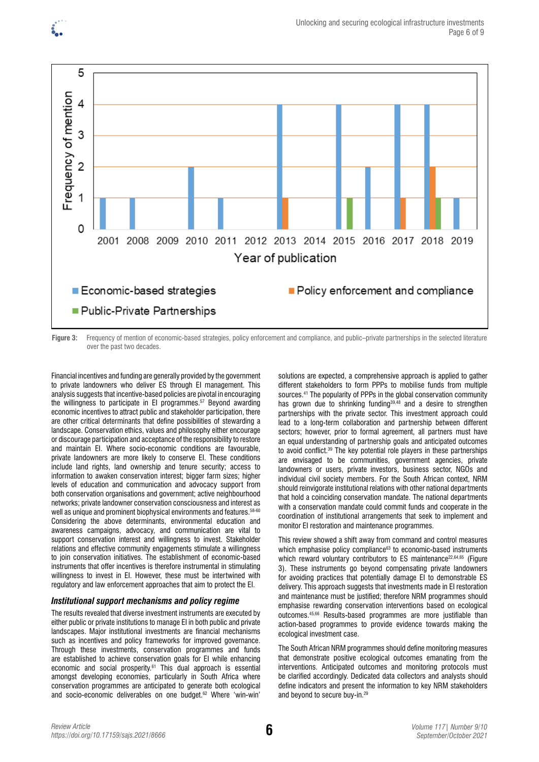Figure 3: Frequency of mention of economic-based strategies, policy enforcement and compliance, and public–private partnerships in the selected literature over the past two decades.

Financial incentives and funding are generally provided by the government to private landowners who deliver ES through EI management. This analysis suggests that incentive-based policies are pivotal in encouraging the willingness to participate in EI programmes.[57] Beyond awarding economic incentives to attract public and stakeholder participation, there are other critical determinants that define possibilities of stewarding a landscape. Conservation ethics, values and philosophy either encourage or discourage participation and acceptance of the responsibility to restore and maintain EI. Where socio-economic conditions are favourable, private landowners are more likely to conserve EI. These conditions include land rights, land ownership and tenure security; access to information to awaken conservation interest; bigger farm sizes; higher levels of education and communication and advocacy support from both conservation organisations and government; active neighbourhood networks; private landowner conservation consciousness and interest as well as unique and prominent biophysical environments and features.[58-60] Considering the above determinants, environmental education and awareness campaigns, advocacy, and communication are vital to support conservation interest and willingness to invest. Stakeholder relations and effective community engagements stimulate a willingness to join conservation initiatives. The establishment of economic-based instruments that offer incentives is therefore instrumental in stimulating willingness to invest in EI. However, these must be intertwined with regulatory and law enforcement approaches that aim to protect the EI.

### *Institutional support mechanisms and policy regime*

The results revealed that diverse investment instruments are executed by either public or private institutions to manage EI in both public and private landscapes. Major institutional investments are financial mechanisms such as incentives and policy frameworks for improved governance. Through these investments, conservation programmes and funds are established to achieve conservation goals for EI while enhancing economic and social prosperity.[61] This dual approach is essential amongst developing economies, particularly in South Africa where conservation programmes are anticipated to generate both ecological and socio-economic deliverables on one budget.[62] Where 'win-win' solutions are expected, a comprehensive approach is applied to gather different stakeholders to form PPPs to mobilise funds from multiple sources.[41] The popularity of PPPs in the global conservation community has grown due to shrinking funding[39,48] and a desire to strengthen partnerships with the private sector. This investment approach could lead to a long-term collaboration and partnership between different sectors; however, prior to formal agreement, all partners must have an equal understanding of partnership goals and anticipated outcomes to avoid conflict.[39] The key potential role players in these partnerships are envisaged to be communities, government agencies, private landowners or users, private investors, business sector, NGOs and individual civil society members. For the South African context, NRM should reinvigorate institutional relations with other national departments that hold a coinciding conservation mandate. The national departments with a conservation mandate could commit funds and cooperate in the coordination of institutional arrangements that seek to implement and monitor EI restoration and maintenance programmes.

This review showed a shift away from command and control measures which emphasise policy compliance[63] to economic-based instruments which reward voluntary contributors to ES maintenance[22,64,65] (Figure 3). These instruments go beyond compensating private landowners for avoiding practices that potentially damage EI to demonstrable ES delivery. This approach suggests that investments made in EI restoration and maintenance must be justified; therefore NRM programmes should emphasise rewarding conservation interventions based on ecological outcomes.[45,66] Results-based programmes are more justifiable than action-based programmes to provide evidence towards making the ecological investment case.

The South African NRM programmes should define monitoring measures that demonstrate positive ecological outcomes emanating from the interventions. Anticipated outcomes and monitoring protocols must be clarified accordingly. Dedicated data collectors and analysts should define indicators and present the information to key NRM stakeholders and beyond to secure buy-in.[29]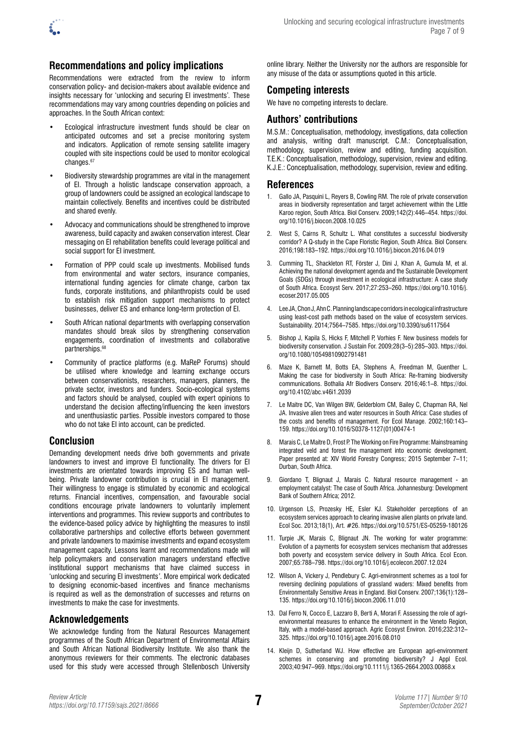## Recommendations and policy implications

Recommendations were extracted from the review to inform conservation policy- and decision-makers about available evidence and insights necessary for 'unlocking and securing EI investments'. These recommendations may vary among countries depending on policies and approaches. In the South African context:

- Ecological infrastructure investment funds should be clear on anticipated outcomes and set a precise monitoring system and indicators. Application of remote sensing satellite imagery coupled with site inspections could be used to monitor ecological changes.[67]
- Biodiversity stewardship programmes are vital in the management of EI. Through a holistic landscape conservation approach, a group of landowners could be assigned an ecological landscape to maintain collectively. Benefits and incentives could be distributed and shared evenly.
- Advocacy and communications should be strengthened to improve awareness, build capacity and awaken conservation interest. Clear messaging on EI rehabilitation benefits could leverage political and social support for EI investment.
- Formation of PPP could scale up investments. Mobilised funds from environmental and water sectors, insurance companies, international funding agencies for climate change, carbon tax funds, corporate institutions, and philanthropists could be used to establish risk mitigation support mechanisms to protect businesses, deliver ES and enhance long-term protection of EI.
- South African national departments with overlapping conservation mandates should break silos by strengthening conservation engagements, coordination of investments and collaborative partnerships.[68]
- Community of practice platforms (e.g. MaReP Forums) should be utilised where knowledge and learning exchange occurs between conservationists, researchers, managers, planners, the private sector, investors and funders. Socio-ecological systems and factors should be analysed, coupled with expert opinions to understand the decision affecting/influencing the keen investors and unenthusiastic parties. Possible investors compared to those who do not take EI into account, can be predicted.

## Conclusion

Demanding development needs drive both governments and private landowners to invest and improve EI functionality. The drivers for EI investments are orientated towards improving ES and human well-being. Private landowner contribution is crucial in EI management. Their willingness to engage is stimulated by economic and ecological returns. Financial incentives, compensation, and favourable social conditions encourage private landowners to voluntarily implement interventions and programmes. This review supports and contributes to the evidence-based policy advice by highlighting the measures to instil collaborative partnerships and collective efforts between government and private landowners to maximise investments and expand ecosystem management capacity. Lessons learnt and recommendations made will help policymakers and conservation managers understand effective institutional support mechanisms that have claimed success in 'unlocking and securing EI investments'. More empirical work dedicated to designing economic-based incentives and finance mechanisms is required as well as the demonstration of successes and returns on investments to make the case for investments.

## Acknowledgements

We acknowledge funding from the Natural Resources Management programmes of the South African Department of Environmental Affairs and South African National Biodiversity Institute. We also thank the anonymous reviewers for their comments. The electronic databases used for this study were accessed through Stellenbosch University online library. Neither the University nor the authors are responsible for any misuse of the data or assumptions quoted in this article.

## Competing interests

We have no competing interests to declare.

## Authors' contributions

M.S.M.: Conceptualisation, methodology, investigations, data collection and analysis, writing draft manuscript. C.M.: Conceptualisation, methodology, supervision, review and editing, funding acquisition. T.E.K.: Conceptualisation, methodology, supervision, review and editing. K.J.E.: Conceptualisation, methodology, supervision, review and editing.

## References

1. Gallo JA, Pasquini L, Reyers B, Cowling RM. The role of private conservation areas in biodiversity representation and target achievement within the Little Karoo region, South Africa. Biol Conserv. 2009;142(2):446–454. https://doi.org/10.1016/j.biocon.2008.10.025
2. West S, Cairns R, Schultz L. What constitutes a successful biodiversity corridor? A Q-study in the Cape Floristic Region, South Africa. Biol Conserv. 2016;198:183–192. https://doi.org/10.1016/j.biocon.2016.04.019
3. Cumming TL, Shackleton RT, Förster J, Dini J, Khan A, Gumula M, et al. Achieving the national development agenda and the Sustainable Development Goals (SDGs) through investment in ecological infrastructure: A case study of South Africa. Ecosyst Serv. 2017;27:253–260. https://doi.org/10.1016/j.ecoser.2017.05.005
4. Lee JA, Chon J, Ahn C. Planning landscape corridors in ecological infrastructure using least-cost path methods based on the value of ecosystem services. Sustainability. 2014;7564–7585. https://doi.org/10.3390/su6117564
5. Bishop J, Kapila S, Hicks F, Mitchell P, Vorhies F. New business models for biodiversity conservation. J Sustain For. 2009;28(3–5):285–303. https://doi.org/10.1080/10549810902791481
6. Maze K, Barnett M, Botts EA, Stephens A, Freedman M, Guenther L. Making the case for biodiversity in South Africa: Re-framing biodiversity communications. Bothalia Afr Biodivers Conserv. 2016;46:1–8. https://doi.org/10.4102/abc.v46i1.2039
7. Le Maitre DC, Van Wilgen BW, Gelderblom CM, Bailey C, Chapman RA, Nel JA. Invasive alien trees and water resources in South Africa: Case studies of the costs and benefits of management. For Ecol Manage. 2002;160:143–159. https://doi.org/10.1016/S0378-1127(01)00474-1
8. Marais C, Le Maitre D, Frost P. The Working on Fire Programme: Mainstreaming integrated veld and forest fire management into economic development. Paper presented at: XIV World Forestry Congress; 2015 September 7–11; Durban, South Africa.
9. Giordano T, Blignaut J, Marais C. Natural resource management - an employment catalyst: The case of South Africa. Johannesburg: Development Bank of Southern Africa; 2012.
10. Urgenson LS, Prozesky HE, Esler KJ. Stakeholder perceptions of an ecosystem services approach to clearing invasive alien plants on private land. Ecol Soc. 2013;18(1), Art. #26. https://doi.org/10.5751/ES-05259-180126
11. Turpie JK, Marais C, Blignaut JN. The working for water programme: Evolution of a payments for ecosystem services mechanism that addresses both poverty and ecosystem service delivery in South Africa. Ecol Econ. 2007;65:788–798. https://doi.org/10.1016/j.ecolecon.2007.12.024
12. Wilson A, Vickery J, Pendlebury C. Agri-environment schemes as a tool for reversing declining populations of grassland waders: Mixed benefits from Environmentally Sensitive Areas in England. Biol Conserv. 2007;136(1):128–135. https://doi.org/10.1016/j.biocon.2006.11.010
13. Dal Ferro N, Cocco E, Lazzaro B, Berti A, Morari F. Assessing the role of agri-environmental measures to enhance the environment in the Veneto Region, Italy, with a model-based approach. Agric Ecosyst Environ. 2016;232:312–325. https://doi.org/10.1016/j.agee.2016.08.010
14. Kleijn D, Sutherland WJ. How effective are European agri-environment schemes in conserving and promoting biodiversity? J Appl Ecol. 2003;40:947–969. https://doi.org/10.1111/j.1365-2664.2003.00868.x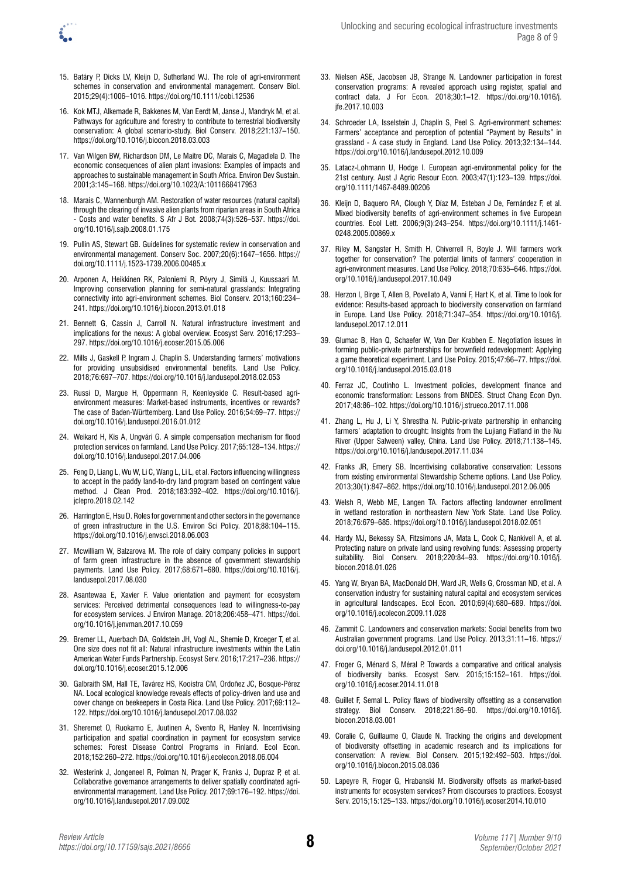15. Batáry P, Dicks LV, Kleijn D, Sutherland WJ. The role of agri-environment schemes in conservation and environmental management. Conserv Biol. 2015;29(4):1006–1016. https://doi.org/10.1111/cobi.12536

16. Kok MTJ, Alkemade R, Bakkenes M, Van Eerdt M, Janse J, Mandryk M, et al. Pathways for agriculture and forestry to contribute to terrestrial biodiversity conservation: A global scenario-study. Biol Conserv. 2018;221:137–150. https://doi.org/10.1016/j.biocon.2018.03.003

17. Van Wilgen BW, Richardson DM, Le Maitre DC, Marais C, Magadlela D. The economic consequences of alien plant invasions: Examples of impacts and approaches to sustainable management in South Africa. Environ Dev Sustain. 2001;3:145–168. https://doi.org/10.1023/A:1011668417953

18. Marais C, Wannenburgh AM. Restoration of water resources (natural capital) through the clearing of invasive alien plants from riparian areas in South Africa - Costs and water benefits. S Afr J Bot. 2008;74(3):526–537. https://doi.org/10.1016/j.sajb.2008.01.175

19. Pullin AS, Stewart GB. Guidelines for systematic review in conservation and environmental management. Conserv Soc. 2007;20(6):1647–1656. https://doi.org/10.1111/j.1523-1739.2006.00485.x

20. Arponen A, Heikkinen RK, Paloniemi R, Pöyry J, Similä J, Kuussaari M. Improving conservation planning for semi-natural grasslands: Integrating connectivity into agri-environment schemes. Biol Conserv. 2013;160:234–241. https://doi.org/10.1016/j.biocon.2013.01.018

21. Bennett G, Cassin J, Carroll N. Natural infrastructure investment and implications for the nexus: A global overview. Ecosyst Serv. 2016;17:293–297. https://doi.org/10.1016/j.ecoser.2015.05.006

22. Mills J, Gaskell P, Ingram J, Chaplin S. Understanding farmers' motivations for providing unsubsidised environmental benefits. Land Use Policy. 2018;76:697–707. https://doi.org/10.1016/j.landusepol.2018.02.053

23. Russi D, Margue H, Oppermann R, Keenleyside C. Result-based agri-environment measures: Market-based instruments, incentives or rewards? The case of Baden-Württemberg. Land Use Policy. 2016;54:69–77. https://doi.org/10.1016/j.landusepol.2016.01.012

24. Weikard H, Kis A, Ungvári G. A simple compensation mechanism for flood protection services on farmland. Land Use Policy. 2017;65:128–134. https://doi.org/10.1016/j.landusepol.2017.04.006

25. Feng D, Liang L, Wu W, Li C, Wang L, Li L, et al. Factors influencing willingness to accept in the paddy land-to-dry land program based on contingent value method. J Clean Prod. 2018;183:392–402. https://doi.org/10.1016/j.jclepro.2018.02.142

26. Harrington E, Hsu D. Roles for government and other sectors in the governance of green infrastructure in the U.S. Environ Sci Policy. 2018;88:104–115. https://doi.org/10.1016/j.envsci.2018.06.003

27. Mcwilliam W, Balzarova M. The role of dairy company policies in support of farm green infrastructure in the absence of government stewardship payments. Land Use Policy. 2017;68:671–680. https://doi.org/10.1016/j.landusepol.2017.08.030

28. Asantewaa E, Xavier F. Value orientation and payment for ecosystem services: Perceived detrimental consequences lead to willingness-to-pay for ecosystem services. J Environ Manage. 2018;206:458–471. https://doi.org/10.1016/j.jenvman.2017.10.059

29. Bremer LL, Auerbach DA, Goldstein JH, Vogl AL, Shemie D, Kroeger T, et al. One size does not fit all: Natural infrastructure investments within the Latin American Water Funds Partnership. Ecosyst Serv. 2016;17:217–236. https://doi.org/10.1016/j.ecoser.2015.12.006

30. Galbraith SM, Hall TE, Tavárez HS, Kooistra CM, Ordoñez JC, Bosque-Pérez NA. Local ecological knowledge reveals effects of policy-driven land use and cover change on beekeepers in Costa Rica. Land Use Policy. 2017;69:112–122. https://doi.org/10.1016/j.landusepol.2017.08.032

31. Sheremet O, Ruokamo E, Juutinen A, Svento R, Hanley N. Incentivising participation and spatial coordination in payment for ecosystem service schemes: Forest Disease Control Programs in Finland. Ecol Econ. 2018;152:260–272. https://doi.org/10.1016/j.ecolecon.2018.06.004

32. Westerink J, Jongeneel R, Polman N, Prager K, Franks J, Dupraz P, et al. Collaborative governance arrangements to deliver spatially coordinated agri-environmental management. Land Use Policy. 2017;69:176–192. https://doi.org/10.1016/j.landusepol.2017.09.002

33. Nielsen ASE, Jacobsen JB, Strange N. Landowner participation in forest conservation programs: A revealed approach using register, spatial and contract data. J For Econ. 2018;30:1–12. https://doi.org/10.1016/j.jfe.2017.10.003

34. Schroeder LA, Isselstein J, Chaplin S, Peel S. Agri-environment schemes: Farmers' acceptance and perception of potential "Payment by Results" in grassland - A case study in England. Land Use Policy. 2013;32:134–144. https://doi.org/10.1016/j.landusepol.2012.10.009

35. Latacz-Lohmann U, Hodge I. European agri-environmental policy for the 21st century. Aust J Agric Resour Econ. 2003;47(1):123–139. https://doi.org/10.1111/1467-8489.00206

36. Kleijn D, Baquero RA, Clough Y, Díaz M, Esteban J De, Fernández F, et al. Mixed biodiversity benefits of agri-environment schemes in five European countries. Ecol Lett. 2006;9(3):243–254. https://doi.org/10.1111/j.1461-0248.2005.00869.x

37. Riley M, Sangster H, Smith H, Chiverrell R, Boyle J. Will farmers work together for conservation? The potential limits of farmers' cooperation in agri-environment measures. Land Use Policy. 2018;70:635–646. https://doi.org/10.1016/j.landusepol.2017.10.049

38. Herzon I, Birge T, Allen B, Povellato A, Vanni F, Hart K, et al. Time to look for evidence: Results-based approach to biodiversity conservation on farmland in Europe. Land Use Policy. 2018;71:347–354. https://doi.org/10.1016/j.landusepol.2017.12.011

39. Glumac B, Han Q, Schaefer W, Van Der Krabben E. Negotiation issues in forming public-private partnerships for brownfield redevelopment: Applying a game theoretical experiment. Land Use Policy. 2015;47:66–77. https://doi.org/10.1016/j.landusepol.2015.03.018

40. Ferraz JC, Coutinho L. Investment policies, development finance and economic transformation: Lessons from BNDES. Struct Chang Econ Dyn. 2017;48:86–102. https://doi.org/10.1016/j.strueco.2017.11.008

41. Zhang L, Hu J, Li Y, Shrestha N. Public-private partnership in enhancing farmers' adaptation to drought: Insights from the Lujiang Flatland in the Nu River (Upper Salween) valley, China. Land Use Policy. 2018;71:138–145. https://doi.org/10.1016/j.landusepol.2017.11.034

42. Franks JR, Emery SB. Incentivising collaborative conservation: Lessons from existing environmental Stewardship Scheme options. Land Use Policy. 2013;30(1):847–862. https://doi.org/10.1016/j.landusepol.2012.06.005

43. Welsh R, Webb ME, Langen TA. Factors affecting landowner enrollment in wetland restoration in northeastern New York State. Land Use Policy. 2018;76:679–685. https://doi.org/10.1016/j.landusepol.2018.02.051

44. Hardy MJ, Bekessy SA, Fitzsimons JA, Mata L, Cook C, Nankivell A, et al. Protecting nature on private land using revolving funds: Assessing property suitability. Biol Conserv. 2018;220:84–93. https://doi.org/10.1016/j.biocon.2018.01.026

45. Yang W, Bryan BA, MacDonald DH, Ward JR, Wells G, Crossman ND, et al. A conservation industry for sustaining natural capital and ecosystem services in agricultural landscapes. Ecol Econ. 2010;69(4):680–689. https://doi.org/10.1016/j.ecolecon.2009.11.028

46. Zammit C. Landowners and conservation markets: Social benefits from two Australian government programs. Land Use Policy. 2013;31:11–16. https://doi.org/10.1016/j.landusepol.2012.01.011

47. Froger G, Ménard S, Méral P. Towards a comparative and critical analysis of biodiversity banks. Ecosyst Serv. 2015;15:152–161. https://doi.org/10.1016/j.ecoser.2014.11.018

48. Guillet F, Semal L. Policy flaws of biodiversity offsetting as a conservation strategy. Biol Conserv. 2018;221:86–90. https://doi.org/10.1016/j.biocon.2018.03.001

49. Coralie C, Guillaume O, Claude N. Tracking the origins and development of biodiversity offsetting in academic research and its implications for conservation: A review. Biol Conserv. 2015;192:492–503. https://doi.org/10.1016/j.biocon.2015.08.036

50. Lapeyre R, Froger G, Hrabanski M. Biodiversity offsets as market-based instruments for ecosystem services? From discourses to practices. Ecosyst Serv. 2015;15:125–133. https://doi.org/10.1016/j.ecoser.2014.10.010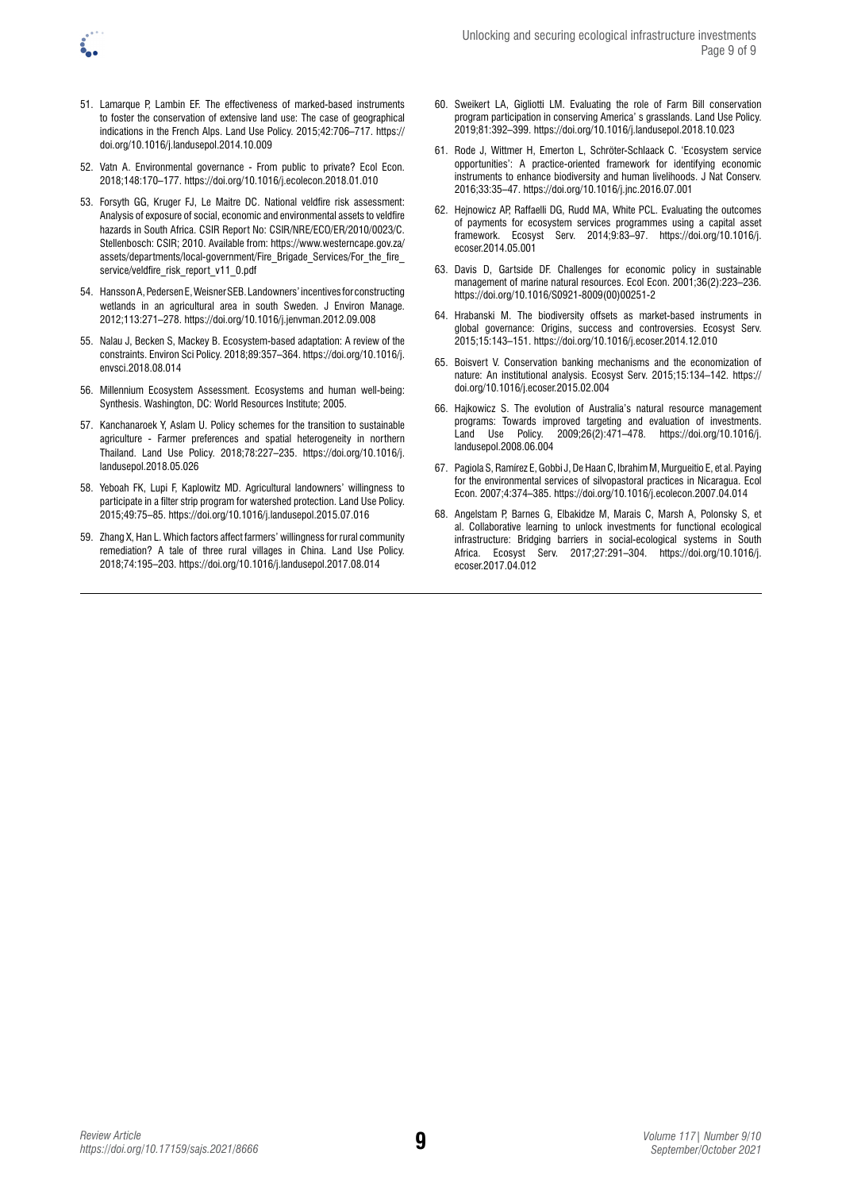51. Lamarque P, Lambin EF. The effectiveness of marked-based instruments to foster the conservation of extensive land use: The case of geographical indications in the French Alps. Land Use Policy. 2015;42:706–717. https://doi.org/10.1016/j.landusepol.2014.10.009

52. Vatn A. Environmental governance - From public to private? Ecol Econ. 2018;148:170–177. https://doi.org/10.1016/j.ecolecon.2018.01.010

53. Forsyth GG, Kruger FJ, Le Maitre DC. National veldfire risk assessment: Analysis of exposure of social, economic and environmental assets to veldfire hazards in South Africa. CSIR Report No: CSIR/NRE/ECO/ER/2010/0023/C. Stellenbosch: CSIR; 2010. Available from: https://www.westerncape.gov.za/assets/departments/local-government/Fire_Brigade_Services/For_the_fire_service/veldfire_risk_report_v11_0.pdf

54. Hansson A, Pedersen E, Weisner SEB. Landowners' incentives for constructing wetlands in an agricultural area in south Sweden. J Environ Manage. 2012;113:271–278. https://doi.org/10.1016/j.jenvman.2012.09.008

55. Nalau J, Becken S, Mackey B. Ecosystem-based adaptation: A review of the constraints. Environ Sci Policy. 2018;89:357–364. https://doi.org/10.1016/j.envsci.2018.08.014

56. Millennium Ecosystem Assessment. Ecosystems and human well-being: Synthesis. Washington, DC: World Resources Institute; 2005.

57. Kanchanaroek Y, Aslam U. Policy schemes for the transition to sustainable agriculture - Farmer preferences and spatial heterogeneity in northern Thailand. Land Use Policy. 2018;78:227–235. https://doi.org/10.1016/j.landusepol.2018.05.026

58. Yeboah FK, Lupi F, Kaplowitz MD. Agricultural landowners' willingness to participate in a filter strip program for watershed protection. Land Use Policy. 2015;49:75–85. https://doi.org/10.1016/j.landusepol.2015.07.016

59. Zhang X, Han L. Which factors affect farmers' willingness for rural community remediation? A tale of three rural villages in China. Land Use Policy. 2018;74:195–203. https://doi.org/10.1016/j.landusepol.2017.08.014

60. Sweikert LA, Gigliotti LM. Evaluating the role of Farm Bill conservation program participation in conserving America' s grasslands. Land Use Policy. 2019;81:392–399. https://doi.org/10.1016/j.landusepol.2018.10.023

61. Rode J, Wittmer H, Emerton L, Schröter-Schlaack C. 'Ecosystem service opportunities': A practice-oriented framework for identifying economic instruments to enhance biodiversity and human livelihoods. J Nat Conserv. 2016;33:35–47. https://doi.org/10.1016/j.jnc.2016.07.001

62. Hejnowicz AP, Raffaelli DG, Rudd MA, White PCL. Evaluating the outcomes of payments for ecosystem services programmes using a capital asset framework. Ecosyst Serv. 2014;9:83–97. https://doi.org/10.1016/j.ecoser.2014.05.001

63. Davis D, Gartside DF. Challenges for economic policy in sustainable management of marine natural resources. Ecol Econ. 2001;36(2):223–236. https://doi.org/10.1016/S0921-8009(00)00251-2

64. Hrabanski M. The biodiversity offsets as market-based instruments in global governance: Origins, success and controversies. Ecosyst Serv. 2015;15:143–151. https://doi.org/10.1016/j.ecoser.2014.12.010

65. Boisvert V. Conservation banking mechanisms and the economization of nature: An institutional analysis. Ecosyst Serv. 2015;15:134–142. https://doi.org/10.1016/j.ecoser.2015.02.004

66. Hajkowicz S. The evolution of Australia's natural resource management programs: Towards improved targeting and evaluation of investments. Land Use Policy. 2009;26(2):471–478. https://doi.org/10.1016/j.landusepol.2008.06.004

67. Pagiola S, Ramírez E, Gobbi J, De Haan C, Ibrahim M, Murgueitio E, et al. Paying for the environmental services of silvopastoral practices in Nicaragua. Ecol Econ. 2007;4:374–385. https://doi.org/10.1016/j.ecolecon.2007.04.014

68. Angelstam P, Barnes G, Elbakidze M, Marais C, Marsh A, Polonsky S, et al. Collaborative learning to unlock investments for functional ecological infrastructure: Bridging barriers in social-ecological systems in South Africa. Ecosyst Serv. 2017;27:291–304. https://doi.org/10.1016/j.ecoser.2017.04.012